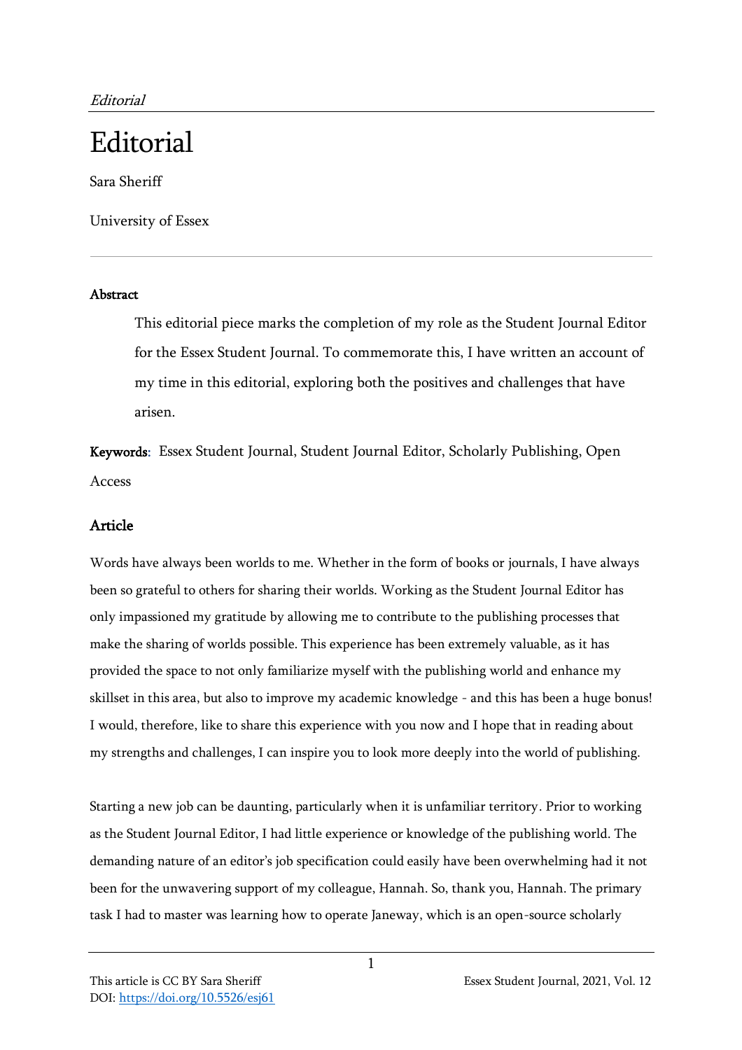# Editorial

Sara Sheriff

University of Essex

### Abstract

> This editorial piece marks the completion of my role as the Student Journal Editor for the Essex Student Journal. To commemorate this, I have written an account of my time in this editorial, exploring both the positives and challenges that have arisen.

**Keywords**: Essex Student Journal, Student Journal Editor, Scholarly Publishing, Open Access

## Article

Words have always been worlds to me. Whether in the form of books or journals, I have always been so grateful to others for sharing their worlds. Working as the Student Journal Editor has only impassioned my gratitude by allowing me to contribute to the publishing processes that make the sharing of worlds possible. This experience has been extremely valuable, as it has provided the space to not only familiarize myself with the publishing world and enhance my skillset in this area, but also to improve my academic knowledge - and this has been a huge bonus! I would, therefore, like to share this experience with you now and I hope that in reading about my strengths and challenges, I can inspire you to look more deeply into the world of publishing.

Starting a new job can be daunting, particularly when it is unfamiliar territory. Prior to working as the Student Journal Editor, I had little experience or knowledge of the publishing world. The demanding nature of an editor's job specification could easily have been overwhelming had it not been for the unwavering support of my colleague, Hannah. So, thank you, Hannah. The primary task I had to master was learning how to operate Janeway, which is an open-source scholarly

This article is CC BY Sara Sheriff
DOI: https://doi.org/10.5526/esj61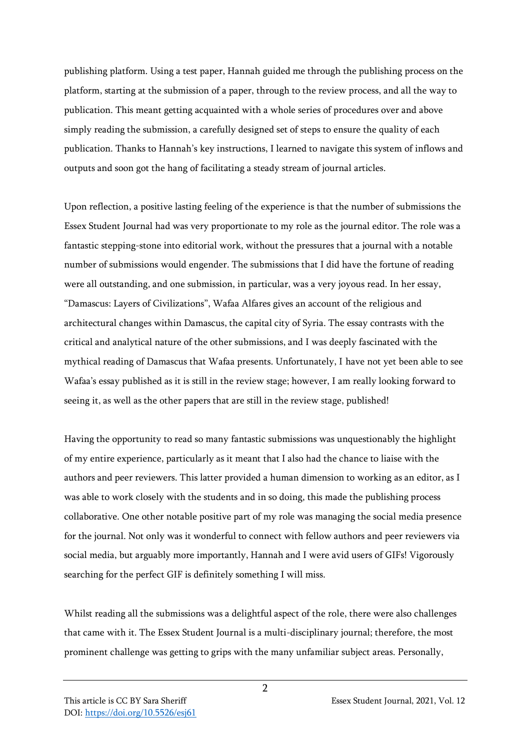publishing platform. Using a test paper, Hannah guided me through the publishing process on the platform, starting at the submission of a paper, through to the review process, and all the way to publication. This meant getting acquainted with a whole series of procedures over and above simply reading the submission, a carefully designed set of steps to ensure the quality of each publication. Thanks to Hannah's key instructions, I learned to navigate this system of inflows and outputs and soon got the hang of facilitating a steady stream of journal articles.

Upon reflection, a positive lasting feeling of the experience is that the number of submissions the Essex Student Journal had was very proportionate to my role as the journal editor. The role was a fantastic stepping-stone into editorial work, without the pressures that a journal with a notable number of submissions would engender. The submissions that I did have the fortune of reading were all outstanding, and one submission, in particular, was a very joyous read. In her essay, "Damascus: Layers of Civilizations", Wafaa Alfares gives an account of the religious and architectural changes within Damascus, the capital city of Syria. The essay contrasts with the critical and analytical nature of the other submissions, and I was deeply fascinated with the mythical reading of Damascus that Wafaa presents. Unfortunately, I have not yet been able to see Wafaa's essay published as it is still in the review stage; however, I am really looking forward to seeing it, as well as the other papers that are still in the review stage, published!

Having the opportunity to read so many fantastic submissions was unquestionably the highlight of my entire experience, particularly as it meant that I also had the chance to liaise with the authors and peer reviewers. This latter provided a human dimension to working as an editor, as I was able to work closely with the students and in so doing, this made the publishing process collaborative. One other notable positive part of my role was managing the social media presence for the journal. Not only was it wonderful to connect with fellow authors and peer reviewers via social media, but arguably more importantly, Hannah and I were avid users of GIFs! Vigorously searching for the perfect GIF is definitely something I will miss.

Whilst reading all the submissions was a delightful aspect of the role, there were also challenges that came with it. The Essex Student Journal is a multi-disciplinary journal; therefore, the most prominent challenge was getting to grips with the many unfamiliar subject areas. Personally,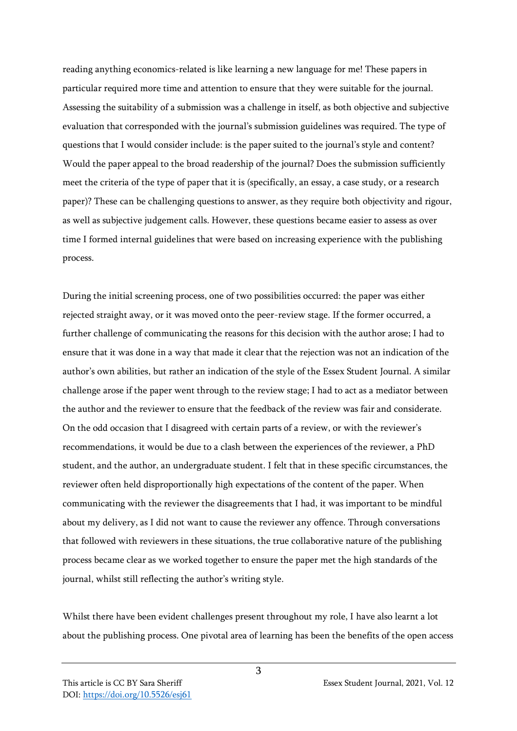reading anything economics-related is like learning a new language for me! These papers in particular required more time and attention to ensure that they were suitable for the journal. Assessing the suitability of a submission was a challenge in itself, as both objective and subjective evaluation that corresponded with the journal's submission guidelines was required. The type of questions that I would consider include: is the paper suited to the journal's style and content? Would the paper appeal to the broad readership of the journal? Does the submission sufficiently meet the criteria of the type of paper that it is (specifically, an essay, a case study, or a research paper)? These can be challenging questions to answer, as they require both objectivity and rigour, as well as subjective judgement calls. However, these questions became easier to assess as over time I formed internal guidelines that were based on increasing experience with the publishing process.

During the initial screening process, one of two possibilities occurred: the paper was either rejected straight away, or it was moved onto the peer-review stage. If the former occurred, a further challenge of communicating the reasons for this decision with the author arose; I had to ensure that it was done in a way that made it clear that the rejection was not an indication of the author's own abilities, but rather an indication of the style of the Essex Student Journal. A similar challenge arose if the paper went through to the review stage; I had to act as a mediator between the author and the reviewer to ensure that the feedback of the review was fair and considerate. On the odd occasion that I disagreed with certain parts of a review, or with the reviewer's recommendations, it would be due to a clash between the experiences of the reviewer, a PhD student, and the author, an undergraduate student. I felt that in these specific circumstances, the reviewer often held disproportionally high expectations of the content of the paper. When communicating with the reviewer the disagreements that I had, it was important to be mindful about my delivery, as I did not want to cause the reviewer any offence. Through conversations that followed with reviewers in these situations, the true collaborative nature of the publishing process became clear as we worked together to ensure the paper met the high standards of the journal, whilst still reflecting the author's writing style.

Whilst there have been evident challenges present throughout my role, I have also learnt a lot about the publishing process. One pivotal area of learning has been the benefits of the open access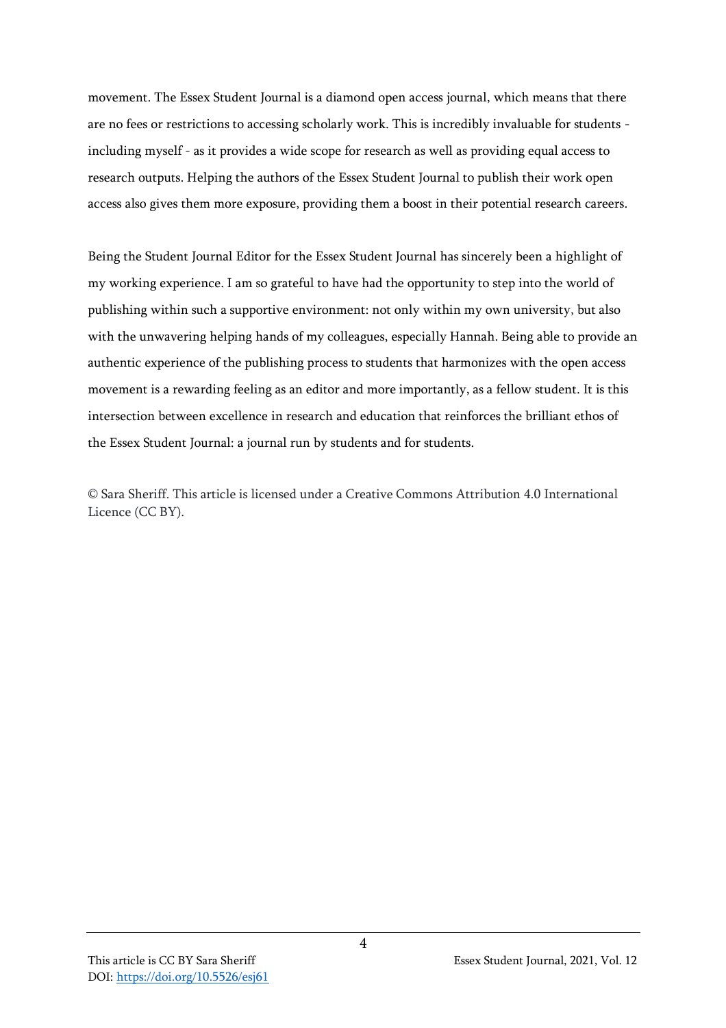movement. The Essex Student Journal is a diamond open access journal, which means that there are no fees or restrictions to accessing scholarly work. This is incredibly invaluable for students - including myself - as it provides a wide scope for research as well as providing equal access to research outputs. Helping the authors of the Essex Student Journal to publish their work open access also gives them more exposure, providing them a boost in their potential research careers.

Being the Student Journal Editor for the Essex Student Journal has sincerely been a highlight of my working experience. I am so grateful to have had the opportunity to step into the world of publishing within such a supportive environment: not only within my own university, but also with the unwavering helping hands of my colleagues, especially Hannah. Being able to provide an authentic experience of the publishing process to students that harmonizes with the open access movement is a rewarding feeling as an editor and more importantly, as a fellow student. It is this intersection between excellence in research and education that reinforces the brilliant ethos of the Essex Student Journal: a journal run by students and for students.

© Sara Sheriff. This article is licensed under a Creative Commons Attribution 4.0 International Licence (CC BY).